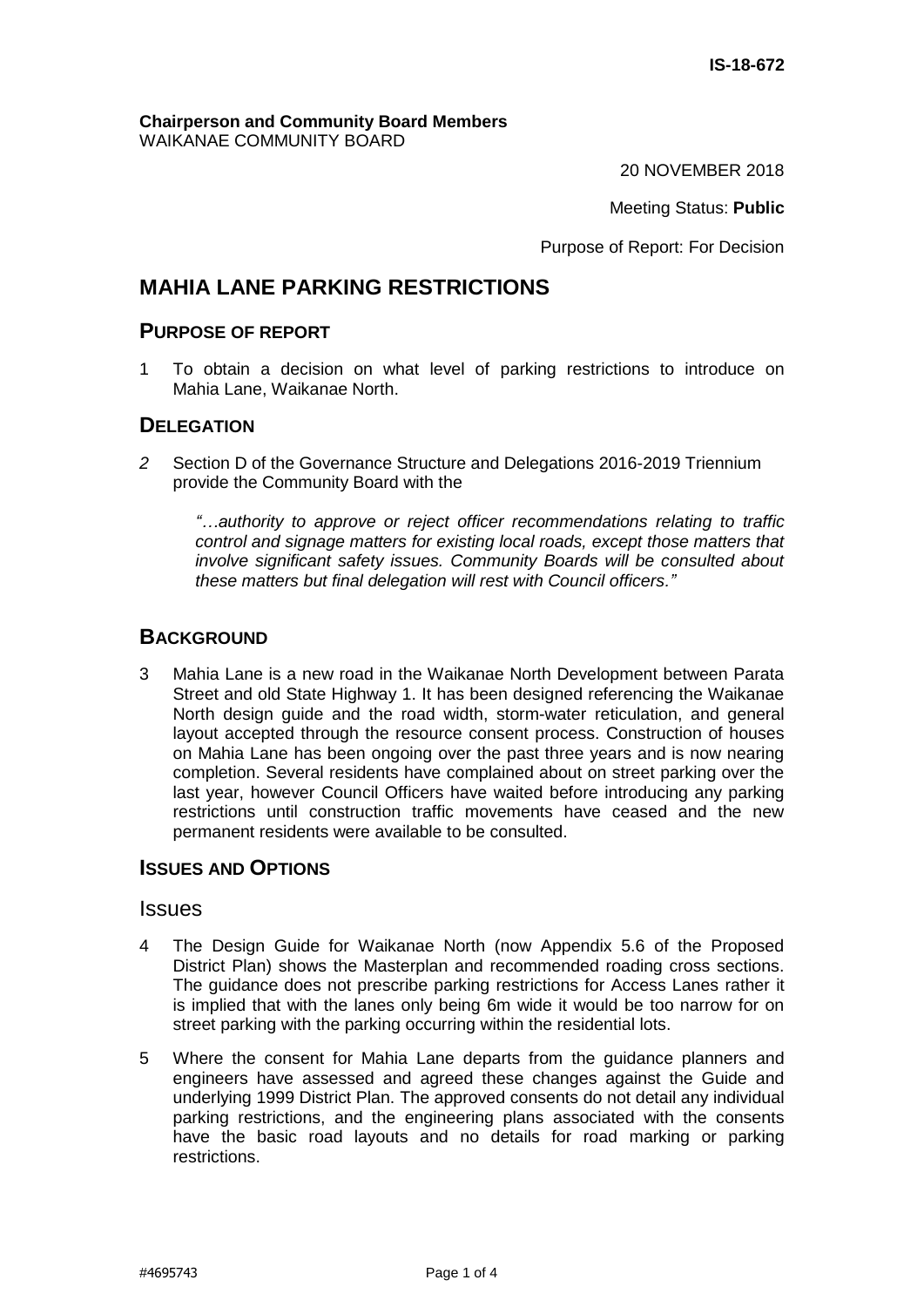**IS-18-672**

**Chairperson and Community Board Members**
WAIKANAE COMMUNITY BOARD

20 NOVEMBER 2018

Meeting Status: **Public**

Purpose of Report: For Decision

# MAHIA LANE PARKING RESTRICTIONS

## PURPOSE OF REPORT

1 To obtain a decision on what level of parking restrictions to introduce on Mahia Lane, Waikanae North.

## DELEGATION

*2* Section D of the Governance Structure and Delegations 2016-2019 Triennium provide the Community Board with the

> *"…authority to approve or reject officer recommendations relating to traffic control and signage matters for existing local roads, except those matters that involve significant safety issues. Community Boards will be consulted about these matters but final delegation will rest with Council officers."*

## BACKGROUND

3 Mahia Lane is a new road in the Waikanae North Development between Parata Street and old State Highway 1. It has been designed referencing the Waikanae North design guide and the road width, storm-water reticulation, and general layout accepted through the resource consent process. Construction of houses on Mahia Lane has been ongoing over the past three years and is now nearing completion. Several residents have complained about on street parking over the last year, however Council Officers have waited before introducing any parking restrictions until construction traffic movements have ceased and the new permanent residents were available to be consulted.

## ISSUES AND OPTIONS

### Issues

4 The Design Guide for Waikanae North (now Appendix 5.6 of the Proposed District Plan) shows the Masterplan and recommended roading cross sections. The guidance does not prescribe parking restrictions for Access Lanes rather it is implied that with the lanes only being 6m wide it would be too narrow for on street parking with the parking occurring within the residential lots.

5 Where the consent for Mahia Lane departs from the guidance planners and engineers have assessed and agreed these changes against the Guide and underlying 1999 District Plan. The approved consents do not detail any individual parking restrictions, and the engineering plans associated with the consents have the basic road layouts and no details for road marking or parking restrictions.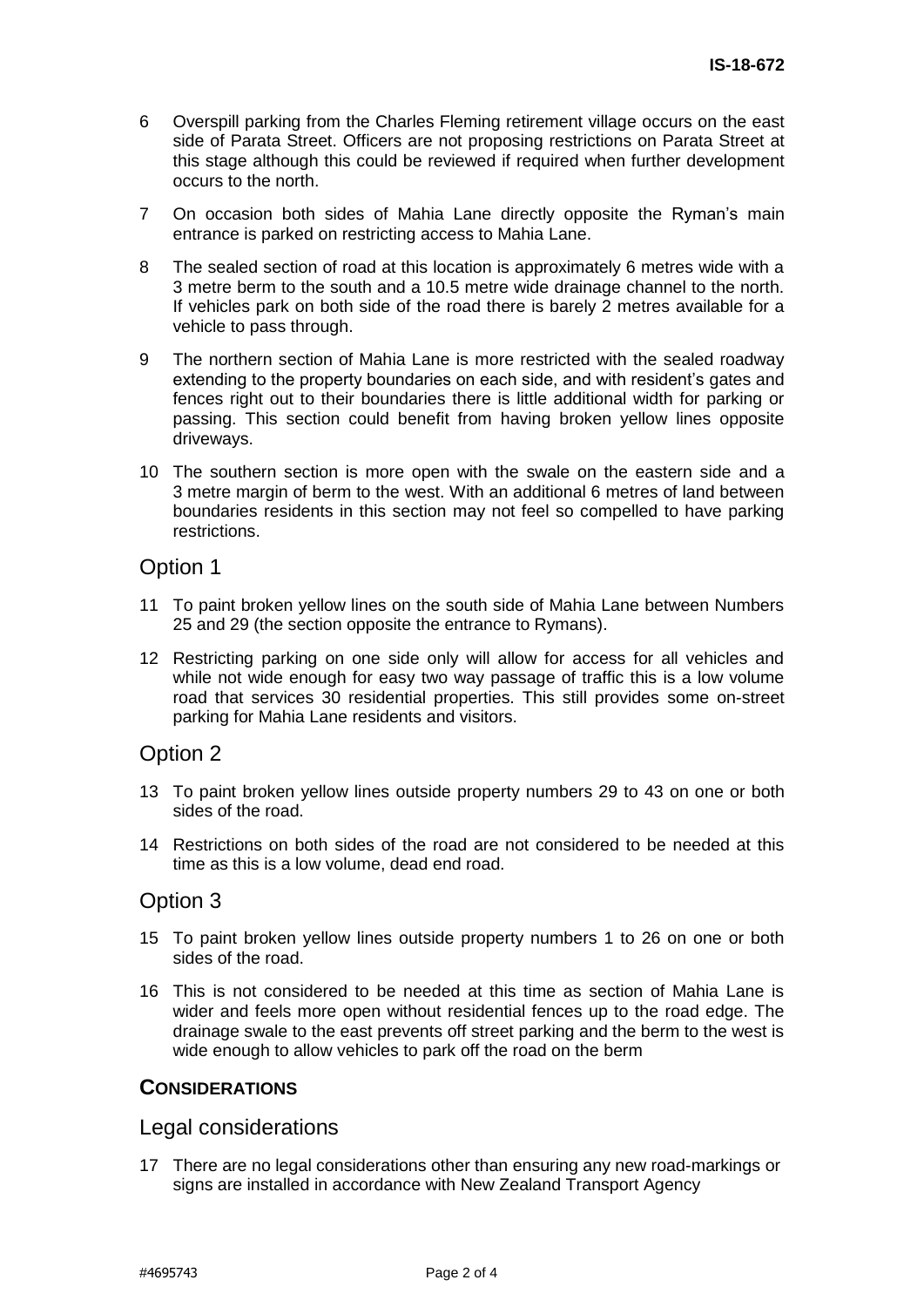6 Overspill parking from the Charles Fleming retirement village occurs on the east side of Parata Street. Officers are not proposing restrictions on Parata Street at this stage although this could be reviewed if required when further development occurs to the north.

7 On occasion both sides of Mahia Lane directly opposite the Ryman's main entrance is parked on restricting access to Mahia Lane.

8 The sealed section of road at this location is approximately 6 metres wide with a 3 metre berm to the south and a 10.5 metre wide drainage channel to the north. If vehicles park on both side of the road there is barely 2 metres available for a vehicle to pass through.

9 The northern section of Mahia Lane is more restricted with the sealed roadway extending to the property boundaries on each side, and with resident's gates and fences right out to their boundaries there is little additional width for parking or passing. This section could benefit from having broken yellow lines opposite driveways.

10 The southern section is more open with the swale on the eastern side and a 3 metre margin of berm to the west. With an additional 6 metres of land between boundaries residents in this section may not feel so compelled to have parking restrictions.

## Option 1

11 To paint broken yellow lines on the south side of Mahia Lane between Numbers 25 and 29 (the section opposite the entrance to Rymans).

12 Restricting parking on one side only will allow for access for all vehicles and while not wide enough for easy two way passage of traffic this is a low volume road that services 30 residential properties. This still provides some on-street parking for Mahia Lane residents and visitors.

## Option 2

13 To paint broken yellow lines outside property numbers 29 to 43 on one or both sides of the road.

14 Restrictions on both sides of the road are not considered to be needed at this time as this is a low volume, dead end road.

## Option 3

15 To paint broken yellow lines outside property numbers 1 to 26 on one or both sides of the road.

16 This is not considered to be needed at this time as section of Mahia Lane is wider and feels more open without residential fences up to the road edge. The drainage swale to the east prevents off street parking and the berm to the west is wide enough to allow vehicles to park off the road on the berm

# CONSIDERATIONS

## Legal considerations

17 There are no legal considerations other than ensuring any new road-markings or signs are installed in accordance with New Zealand Transport Agency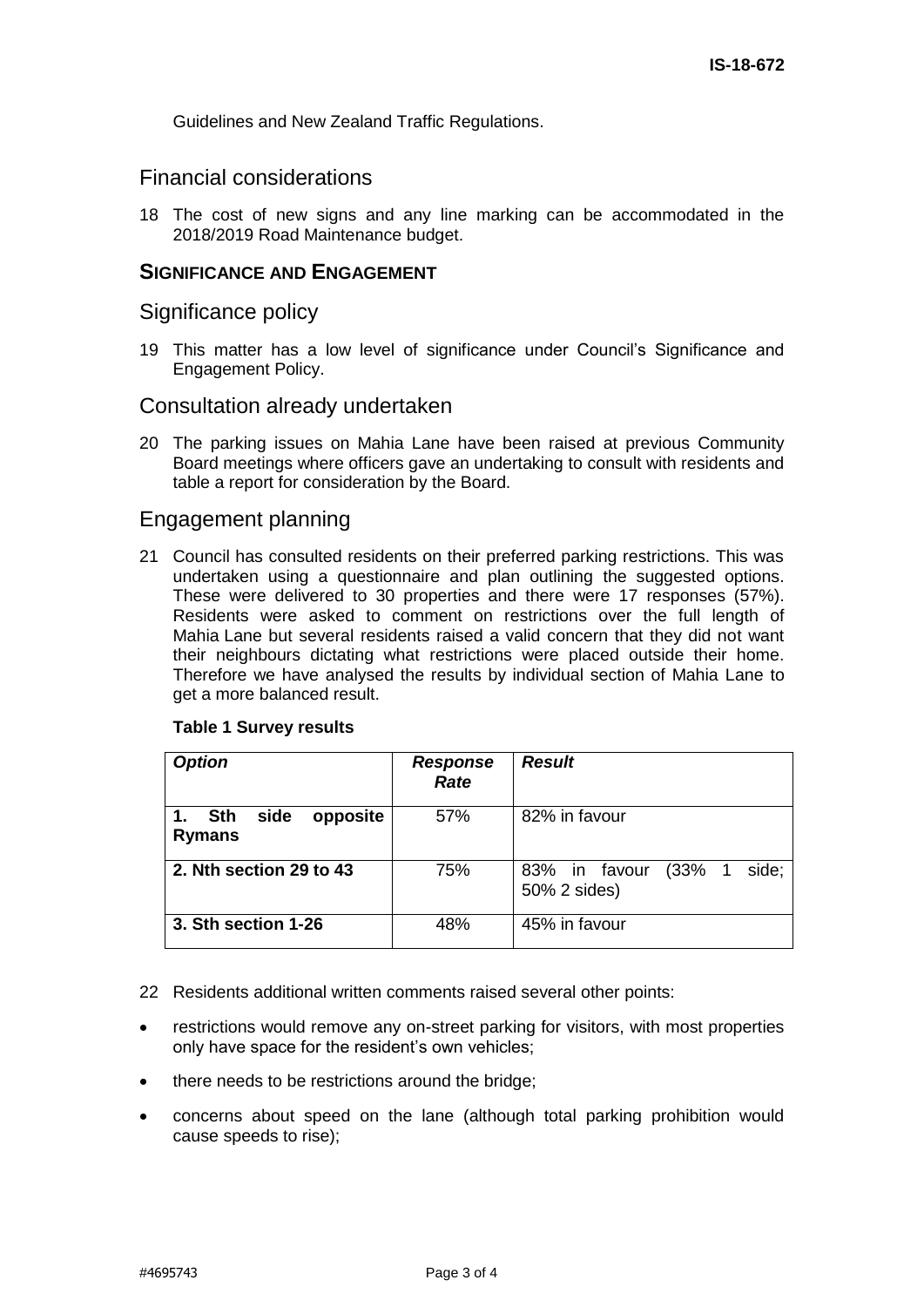Guidelines and New Zealand Traffic Regulations.

## Financial considerations

18 The cost of new signs and any line marking can be accommodated in the 2018/2019 Road Maintenance budget.

# SIGNIFICANCE AND ENGAGEMENT

## Significance policy

19 This matter has a low level of significance under Council's Significance and Engagement Policy.

## Consultation already undertaken

20 The parking issues on Mahia Lane have been raised at previous Community Board meetings where officers gave an undertaking to consult with residents and table a report for consideration by the Board.

## Engagement planning

21 Council has consulted residents on their preferred parking restrictions. This was undertaken using a questionnaire and plan outlining the suggested options. These were delivered to 30 properties and there were 17 responses (57%). Residents were asked to comment on restrictions over the full length of Mahia Lane but several residents raised a valid concern that they did not want their neighbours dictating what restrictions were placed outside their home. Therefore we have analysed the results by individual section of Mahia Lane to get a more balanced result.

**Table 1 Survey results**

| ***Option*** | ***Response Rate*** | ***Result*** |
|---|---|---|
| **1. Sth side opposite Rymans** | 57% | 82% in favour |
| **2. Nth section 29 to 43** | 75% | 83% in favour (33% 1 side; 50% 2 sides) |
| **3. Sth section 1-26** | 48% | 45% in favour |

22 Residents additional written comments raised several other points:

- restrictions would remove any on-street parking for visitors, with most properties only have space for the resident's own vehicles;
- there needs to be restrictions around the bridge;
- concerns about speed on the lane (although total parking prohibition would cause speeds to rise);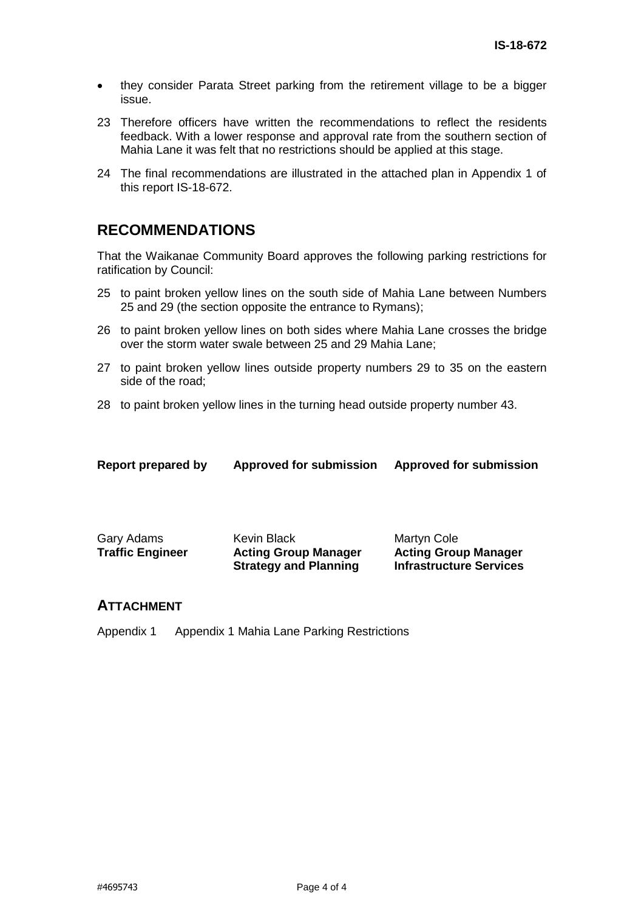- they consider Parata Street parking from the retirement village to be a bigger issue.

23 Therefore officers have written the recommendations to reflect the residents feedback. With a lower response and approval rate from the southern section of Mahia Lane it was felt that no restrictions should be applied at this stage.

24 The final recommendations are illustrated in the attached plan in Appendix 1 of this report IS-18-672.

## RECOMMENDATIONS

That the Waikanae Community Board approves the following parking restrictions for ratification by Council:

25 to paint broken yellow lines on the south side of Mahia Lane between Numbers 25 and 29 (the section opposite the entrance to Rymans);

26 to paint broken yellow lines on both sides where Mahia Lane crosses the bridge over the storm water swale between 25 and 29 Mahia Lane;

27 to paint broken yellow lines outside property numbers 29 to 35 on the eastern side of the road;

28 to paint broken yellow lines in the turning head outside property number 43.

| **Report prepared by** | **Approved for submission** | **Approved for submission** |
|---|---|---|
| Gary Adams<br>**Traffic Engineer** | Kevin Black<br>**Acting Group Manager Strategy and Planning** | Martyn Cole<br>**Acting Group Manager Infrastructure Services** |

## ATTACHMENT

Appendix 1 Appendix 1 Mahia Lane Parking Restrictions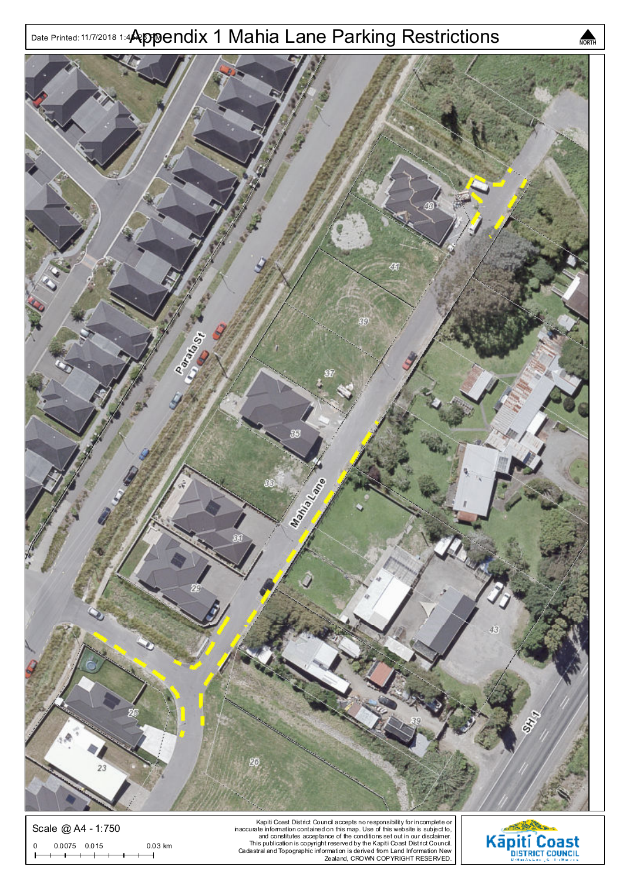# Appendix 1 Mahia Lane Parking Restrictions

Date Printed: 11/7/2018 1:48:28 PM

NORTH

Parata St

Mahia Lane

SH 1

43

41

39

37

35

33

31

29

25

23

26

43

39

Scale @ A4 - 1:750

0 0.0075 0.015 0.03 km

Kapiti Coast District Council accepts no responsibility for incomplete or inaccurate information contained on this map. Use of this website is subject to, and constitutes acceptance of the conditions set out in our disclaimer. This publication is copyright reserved by the Kapiti Coast District Council. Cadastral and Topographic information is derived from Land Information New Zealand, CROWN COPYRIGHT RESERVED.

Kāpiti Coast DISTRICT COUNCIL